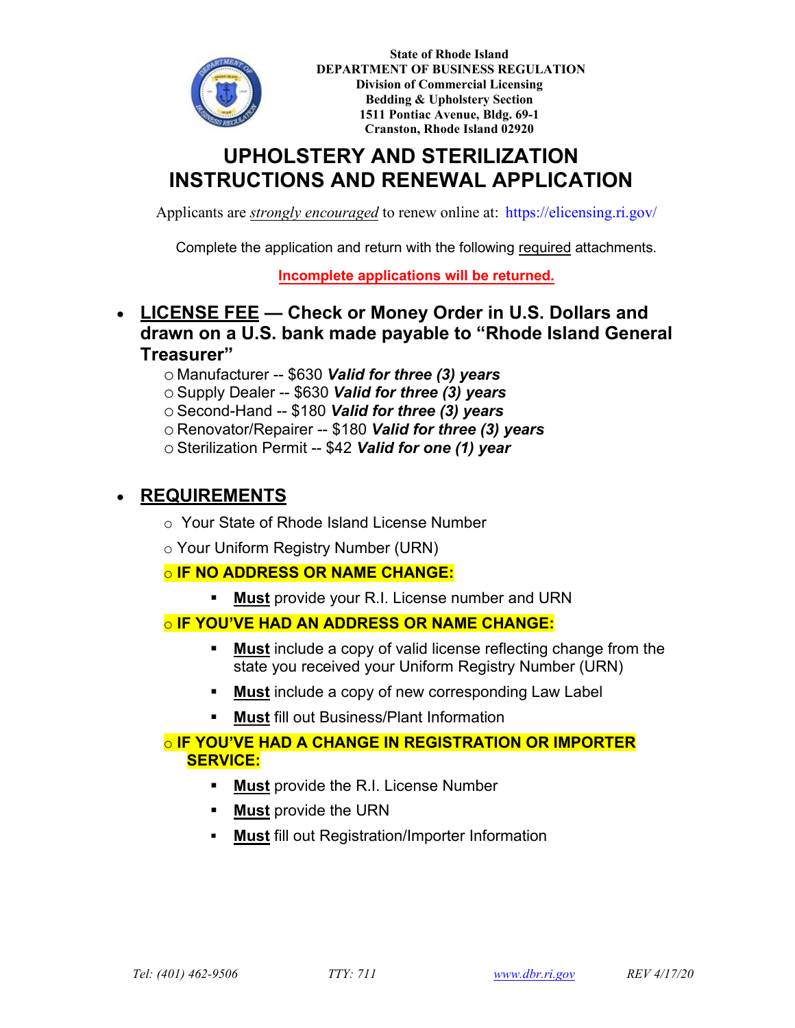State of Rhode Island
DEPARTMENT OF BUSINESS REGULATION
Division of Commercial Licensing
Bedding & Upholstery Section
1511 Pontiac Avenue, Bldg. 69-1
Cranston, Rhode Island 02920

# UPHOLSTERY AND STERILIZATION INSTRUCTIONS AND RENEWAL APPLICATION

Applicants are *strongly encouraged* to renew online at: https://elicensing.ri.gov/

Complete the application and return with the following required attachments.

**Incomplete applications will be returned.**

- **LICENSE FEE — Check or Money Order in U.S. Dollars and drawn on a U.S. bank made payable to "Rhode Island General Treasurer"**
  - Manufacturer -- $630 ***Valid for three (3) years***
  - Supply Dealer -- $630 ***Valid for three (3) years***
  - Second-Hand -- $180 ***Valid for three (3) years***
  - Renovator/Repairer -- $180 ***Valid for three (3) years***
  - Sterilization Permit -- $42 ***Valid for one (1) year***

- **REQUIREMENTS**
  - Your State of Rhode Island License Number
  - Your Uniform Registry Number (URN)
  - **IF NO ADDRESS OR NAME CHANGE:**
    - **Must** provide your R.I. License number and URN
  - **IF YOU'VE HAD AN ADDRESS OR NAME CHANGE:**
    - **Must** include a copy of valid license reflecting change from the state you received your Uniform Registry Number (URN)
    - **Must** include a copy of new corresponding Law Label
    - **Must** fill out Business/Plant Information
  - **IF YOU'VE HAD A CHANGE IN REGISTRATION OR IMPORTER SERVICE:**
    - **Must** provide the R.I. License Number
    - **Must** provide the URN
    - **Must** fill out Registration/Importer Information

*Tel: (401) 462-9506* *TTY: 711* *www.dbr.ri.gov* *REV 4/17/20*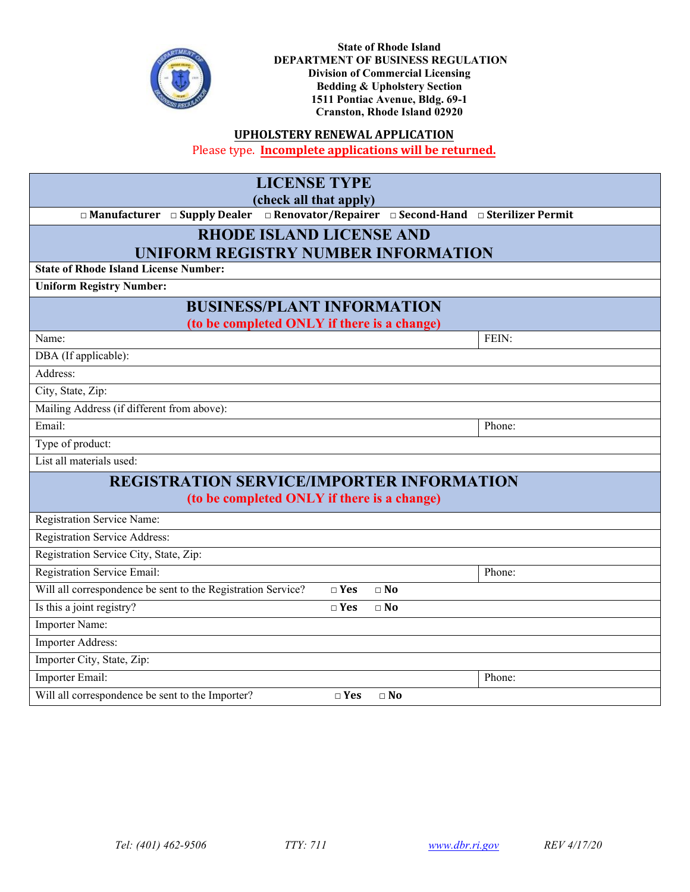State of Rhode Island
**DEPARTMENT OF BUSINESS REGULATION**
Division of Commercial Licensing
Bedding & Upholstery Section
1511 Pontiac Avenue, Bldg. 69-1
Cranston, Rhode Island 02920

## UPHOLSTERY RENEWAL APPLICATION

Please type. **Incomplete applications will be returned.**

| **LICENSE TYPE (check all that apply)** | |
|---|---|
| □ Manufacturer □ Supply Dealer □ Renovator/Repairer □ Second-Hand □ Sterilizer Permit | |
| **RHODE ISLAND LICENSE AND UNIFORM REGISTRY NUMBER INFORMATION** | |
| **State of Rhode Island License Number:** | |
| **Uniform Registry Number:** | |
| **BUSINESS/PLANT INFORMATION (to be completed ONLY if there is a change)** | |
| Name: | FEIN: |
| DBA (If applicable): | |
| Address: | |
| City, State, Zip: | |
| Mailing Address (if different from above): | |
| Email: | Phone: |
| Type of product: | |
| List all materials used: | |
| **REGISTRATION SERVICE/IMPORTER INFORMATION (to be completed ONLY if there is a change)** | |
| Registration Service Name: | |
| Registration Service Address: | |
| Registration Service City, State, Zip: | |
| Registration Service Email: | Phone: |
| Will all correspondence be sent to the Registration Service? □ Yes □ No | |
| Is this a joint registry? □ Yes □ No | |
| Importer Name: | |
| Importer Address: | |
| Importer City, State, Zip: | |
| Importer Email: | Phone: |
| Will all correspondence be sent to the Importer? □ Yes □ No | |

*Tel: (401) 462-9506* *TTY: 711* *www.dbr.ri.gov* *REV 4/17/20*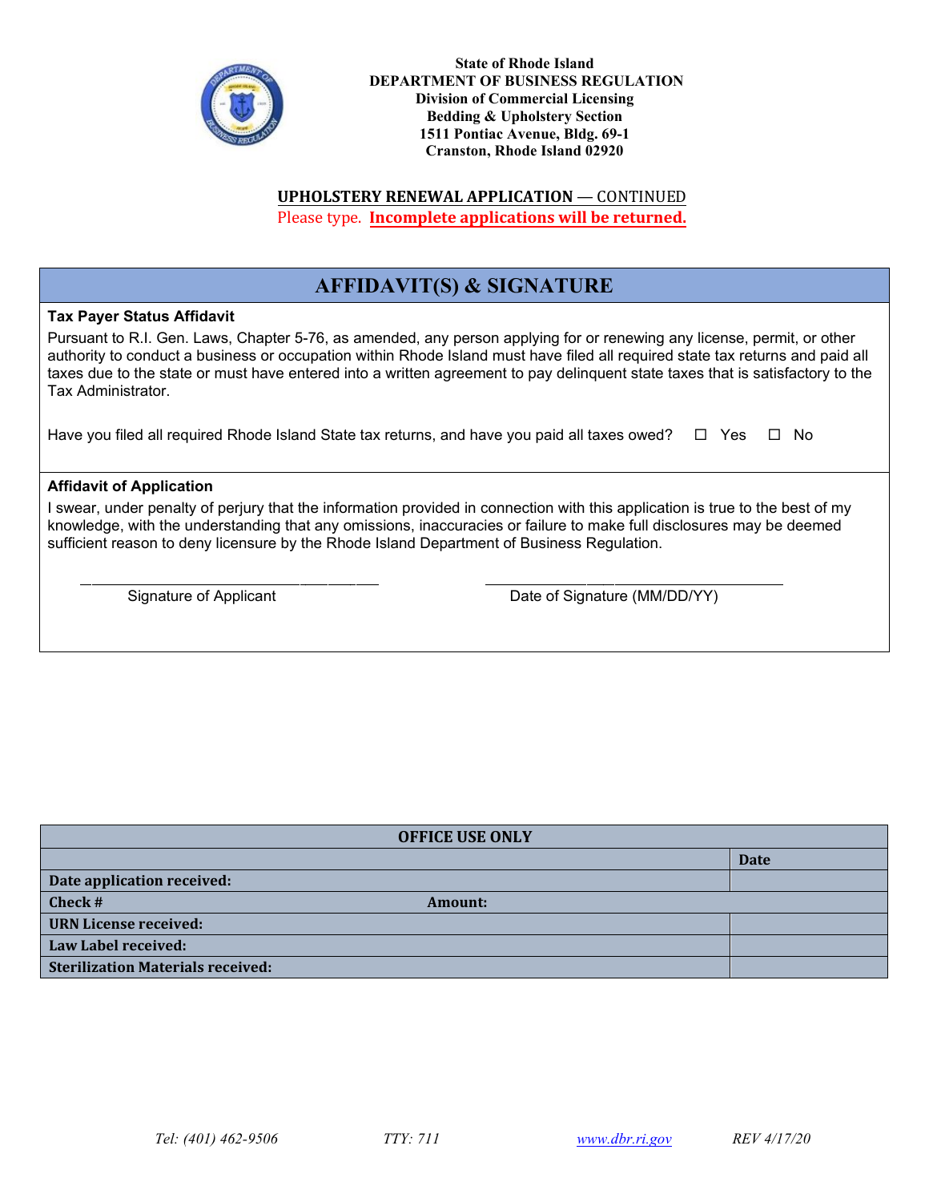**State of Rhode Island**
**DEPARTMENT OF BUSINESS REGULATION**
**Division of Commercial Licensing**
**Bedding & Upholstery Section**
**1511 Pontiac Avenue, Bldg. 69-1**
**Cranston, Rhode Island 02920**

**UPHOLSTERY RENEWAL APPLICATION** — CONTINUED

Please type. **Incomplete applications will be returned.**

## AFFIDAVIT(S) & SIGNATURE

**Tax Payer Status Affidavit**

Pursuant to R.I. Gen. Laws, Chapter 5-76, as amended, any person applying for or renewing any license, permit, or other authority to conduct a business or occupation within Rhode Island must have filed all required state tax returns and paid all taxes due to the state or must have entered into a written agreement to pay delinquent state taxes that is satisfactory to the Tax Administrator.

Have you filed all required Rhode Island State tax returns, and have you paid all taxes owed? ☐ Yes ☐ No

**Affidavit of Application**

I swear, under penalty of perjury that the information provided in connection with this application is true to the best of my knowledge, with the understanding that any omissions, inaccuracies or failure to make full disclosures may be deemed sufficient reason to deny licensure by the Rhode Island Department of Business Regulation.

\_\_\_\_\_\_\_\_\_\_\_\_\_\_\_\_\_\_\_\_\_\_\_\_\_\_\_\_\_\_\_\_\_\_ Signature of Applicant

\_\_\_\_\_\_\_\_\_\_\_\_\_\_\_\_\_\_\_\_\_\_\_\_\_\_\_\_\_\_\_\_\_\_ Date of Signature (MM/DD/YY)

| OFFICE USE ONLY | | |
|---|---|---|
| | | **Date** |
| **Date application received:** | | |
| **Check #** | **Amount:** | |
| **URN License received:** | | |
| **Law Label received:** | | |
| **Sterilization Materials received:** | | |

*Tel: (401) 462-9506* *TTY: 711* *www.dbr.ri.gov* *REV 4/17/20*